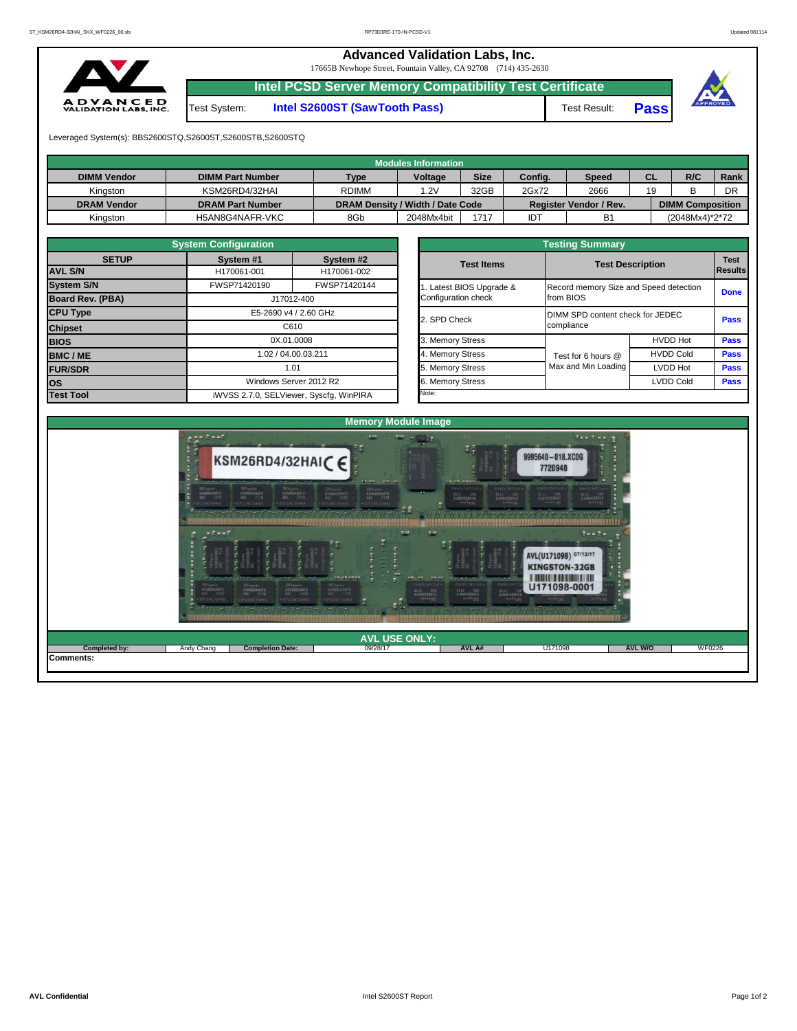# Advanced Validation Labs, Inc.

17665B Newhope Street, Fountain Valley, CA 92708 (714) 435-2630

## Intel PCSD Server Memory Compatibility Test Certificate

Test System: **Intel S2600ST (SawTooth Pass)**    Test Result: **Pass**

Leveraged System(s): BBS2600STQ,S2600ST,S2600STB,S2600STQ

| Modules Information | | | | | | | | | |
|---|---|---|---|---|---|---|---|---|---|
| **DIMM Vendor** | **DIMM Part Number** | **Type** | **Voltage** | **Size** | **Config.** | **Speed** | **CL** | **R/C** | **Rank** |
| Kingston | KSM26RD4/32HAI | RDIMM | 1.2V | 32GB | 2Gx72 | 2666 | 19 | B | DR |
| **DRAM Vendor** | **DRAM Part Number** | **DRAM Density / Width / Date Code** | | | **Register Vendor / Rev.** | | **DIMM Composition** | | |
| Kingston | H5AN8G4NAFR-VKC | 8Gb | 2048Mx4bit | 1717 | IDT | B1 | (2048Mx4)*2*72 | | |

| System Configuration | | |
|---|---|---|
| **SETUP** | **System #1** | **System #2** |
| **AVL S/N** | H170061-001 | H170061-002 |
| **System S/N** | FWSP71420190 | FWSP71420144 |
| **Board Rev. (PBA)** | J17012-400 | |
| **CPU Type** | E5-2690 v4 / 2.60 GHz | |
| **Chipset** | C610 | |
| **BIOS** | 0X.01.0008 | |
| **BMC / ME** | 1.02 / 04.00.03.211 | |
| **FUR/SDR** | 1.01 | |
| **OS** | Windows Server 2012 R2 | |
| **Test Tool** | iWVSS 2.7.0, SELViewer, Syscfg, WinPIRA | |

| Testing Summary | | | |
|---|---|---|---|
| **Test Items** | **Test Description** | | **Test Results** |
| 1. Latest BIOS Upgrade & Configuration check | Record memory Size and Speed detection from BIOS | | **Done** |
| 2. SPD Check | DIMM SPD content check for JEDEC compliance | | **Pass** |
| 3. Memory Stress | Test for 6 hours @ Max and Min Loading | HVDD Hot | **Pass** |
| 4. Memory Stress | | HVDD Cold | **Pass** |
| 5. Memory Stress | | LVDD Hot | **Pass** |
| 6. Memory Stress | | LVDD Cold | **Pass** |
| Note: | | | |

## Memory Module Image

KSM26RD4/32HAI CE
9995640-018.XC0G 7720948
AVL(U171098) 07/12/17 KINGSTON-32GB U171098-0001

## AVL USE ONLY:

| Completed by: | Andy Chang | Completion Date: | 09/28/17 | AVL A# | U171098 | AVL W/O | WF0226 |
|---|---|---|---|---|---|---|---|

**Comments:**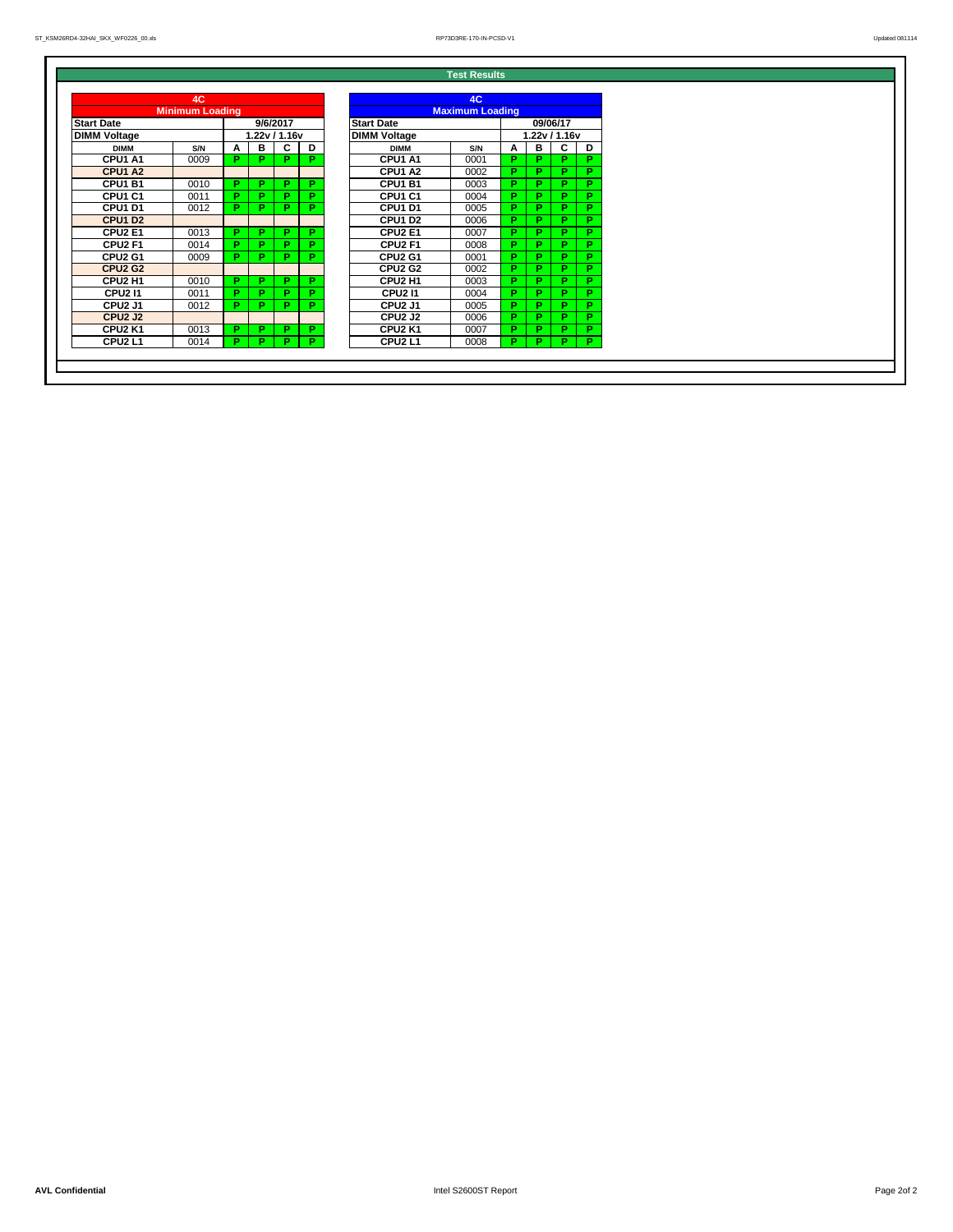## Test Results

| 4C Minimum Loading | | | | | |
|---|---|---|---|---|---|
| **Start Date** | | 9/6/2017 | | | |
| **DIMM Voltage** | | 1.22v / 1.16v | | | |
| **DIMM** | **S/N** | **A** | **B** | **C** | **D** |
| **CPU1 A1** | 0009 | P | P | P | P |
| **CPU1 A2** | | | | | |
| **CPU1 B1** | 0010 | P | P | P | P |
| **CPU1 C1** | 0011 | P | P | P | P |
| **CPU1 D1** | 0012 | P | P | P | P |
| **CPU1 D2** | | | | | |
| **CPU2 E1** | 0013 | P | P | P | P |
| **CPU2 F1** | 0014 | P | P | P | P |
| **CPU2 G1** | 0009 | P | P | P | P |
| **CPU2 G2** | | | | | |
| **CPU2 H1** | 0010 | P | P | P | P |
| **CPU2 I1** | 0011 | P | P | P | P |
| **CPU2 J1** | 0012 | P | P | P | P |
| **CPU2 J2** | | | | | |
| **CPU2 K1** | 0013 | P | P | P | P |
| **CPU2 L1** | 0014 | P | P | P | P |

| 4C Maximum Loading | | | | | |
|---|---|---|---|---|---|
| **Start Date** | | 09/06/17 | | | |
| **DIMM Voltage** | | 1.22v / 1.16v | | | |
| **DIMM** | **S/N** | **A** | **B** | **C** | **D** |
| **CPU1 A1** | 0001 | P | P | P | P |
| **CPU1 A2** | 0002 | P | P | P | P |
| **CPU1 B1** | 0003 | P | P | P | P |
| **CPU1 C1** | 0004 | P | P | P | P |
| **CPU1 D1** | 0005 | P | P | P | P |
| **CPU1 D2** | 0006 | P | P | P | P |
| **CPU2 E1** | 0007 | P | P | P | P |
| **CPU2 F1** | 0008 | P | P | P | P |
| **CPU2 G1** | 0001 | P | P | P | P |
| **CPU2 G2** | 0002 | P | P | P | P |
| **CPU2 H1** | 0003 | P | P | P | P |
| **CPU2 I1** | 0004 | P | P | P | P |
| **CPU2 J1** | 0005 | P | P | P | P |
| **CPU2 J2** | 0006 | P | P | P | P |
| **CPU2 K1** | 0007 | P | P | P | P |
| **CPU2 L1** | 0008 | P | P | P | P |